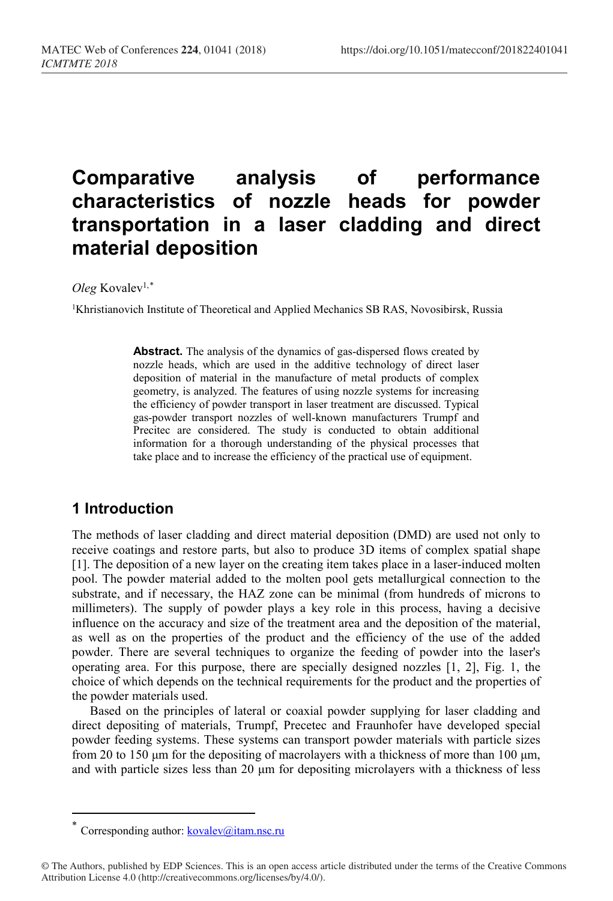# Comparative analysis of performance characteristics of nozzle heads for powder transportation in a laser cladding and direct material deposition

*Oleg* Kovalev[1,*]

[1]Khristianovich Institute of Theoretical and Applied Mechanics SB RAS, Novosibirsk, Russia

**Abstract.** The analysis of the dynamics of gas-dispersed flows created by nozzle heads, which are used in the additive technology of direct laser deposition of material in the manufacture of metal products of complex geometry, is analyzed. The features of using nozzle systems for increasing the efficiency of powder transport in laser treatment are discussed. Typical gas-powder transport nozzles of well-known manufacturers Trumpf and Precitec are considered. The study is conducted to obtain additional information for a thorough understanding of the physical processes that take place and to increase the efficiency of the practical use of equipment.

## 1 Introduction

The methods of laser cladding and direct material deposition (DMD) are used not only to receive coatings and restore parts, but also to produce 3D items of complex spatial shape [1]. The deposition of a new layer on the creating item takes place in a laser-induced molten pool. The powder material added to the molten pool gets metallurgical connection to the substrate, and if necessary, the HAZ zone can be minimal (from hundreds of microns to millimetres). The supply of powder plays a key role in this process, having a decisive influence on the accuracy and size of the treatment area and the deposition of the material, as well as on the properties of the product and the efficiency of the use of the added powder. There are several techniques to organize the feeding of powder into the laser's operating area. For this purpose, there are specially designed nozzles [1, 2], Fig. 1, the choice of which depends on the technical requirements for the product and the properties of the powder materials used.

Based on the principles of lateral or coaxial powder supplying for laser cladding and direct depositing of materials, Trumpf, Precetec and Fraunhofer have developed special powder feeding systems. These systems can transport powder materials with particle sizes from 20 to 150 μm for the depositing of macrolayers with a thickness of more than 100 μm, and with particle sizes less than 20 μm for depositing microlayers with a thickness of less

* Corresponding author: kovalev@itam.nsc.ru

© The Authors, published by EDP Sciences. This is an open access article distributed under the terms of the Creative Commons Attribution License 4.0 (http://creativecommons.org/licenses/by/4.0/).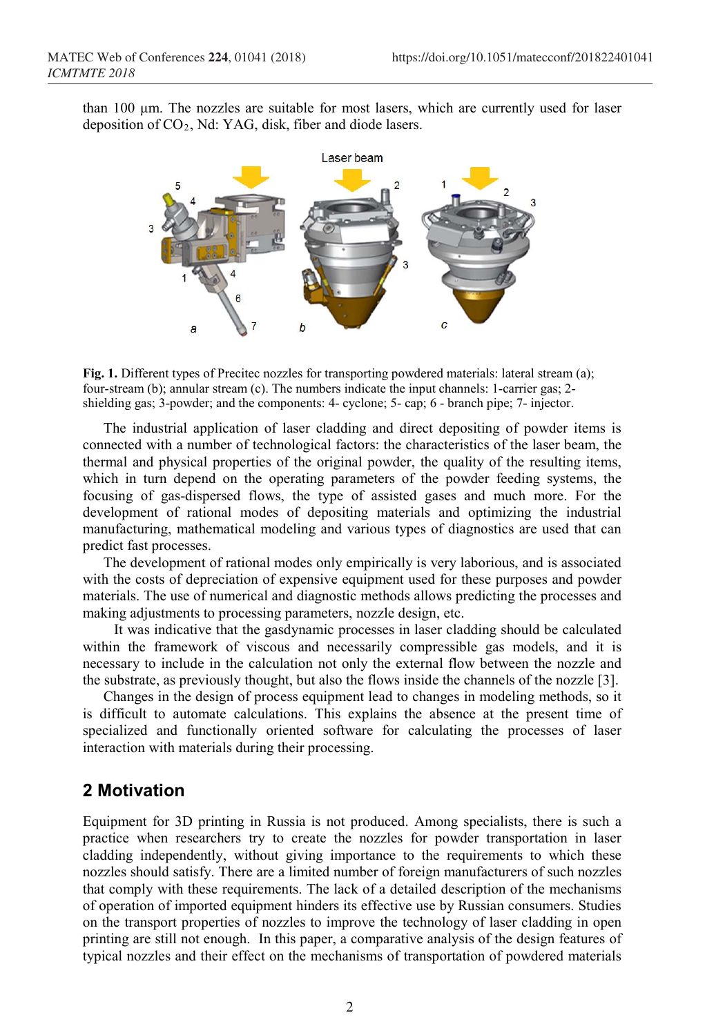than 100 μm. The nozzles are suitable for most lasers, which are currently used for laser deposition of $CO_2$, Nd: YAG, disk, fiber and diode lasers.

Laser beam

**Fig. 1.** Different types of Precitec nozzles for transporting powdered materials: lateral stream (a); four-stream (b); annular stream (c). The numbers indicate the input channels: 1-carrier gas; 2-shielding gas; 3-powder; and the components: 4- cyclone; 5- cap; 6 - branch pipe; 7- injector.

The industrial application of laser cladding and direct depositing of powder items is connected with a number of technological factors: the characteristics of the laser beam, the thermal and physical properties of the original powder, the quality of the resulting items, which in turn depend on the operating parameters of the powder feeding systems, the focusing of gas-dispersed flows, the type of assisted gases and much more. For the development of rational modes of depositing materials and optimizing the industrial manufacturing, mathematical modeling and various types of diagnostics are used that can predict fast processes.

The development of rational modes only empirically is very laborious, and is associated with the costs of depreciation of expensive equipment used for these purposes and powder materials. The use of numerical and diagnostic methods allows predicting the processes and making adjustments to processing parameters, nozzle design, etc.

It was indicative that the gasdynamic processes in laser cladding should be calculated within the framework of viscous and necessarily compressible gas models, and it is necessary to include in the calculation not only the external flow between the nozzle and the substrate, as previously thought, but also the flows inside the channels of the nozzle [3].

Changes in the design of process equipment lead to changes in modeling methods, so it is difficult to automate calculations. This explains the absence at the present time of specialized and functionally oriented software for calculating the processes of laser interaction with materials during their processing.

## 2 Motivation

Equipment for 3D printing in Russia is not produced. Among specialists, there is such a practice when researchers try to create the nozzles for powder transportation in laser cladding independently, without giving importance to the requirements to which these nozzles should satisfy. There are a limited number of foreign manufacturers of such nozzles that comply with these requirements. The lack of a detailed description of the mechanisms of operation of imported equipment hinders its effective use by Russian consumers. Studies on the transport properties of nozzles to improve the technology of laser cladding in open printing are still not enough. In this paper, a comparative analysis of the design features of typical nozzles and their effect on the mechanisms of transportation of powdered materials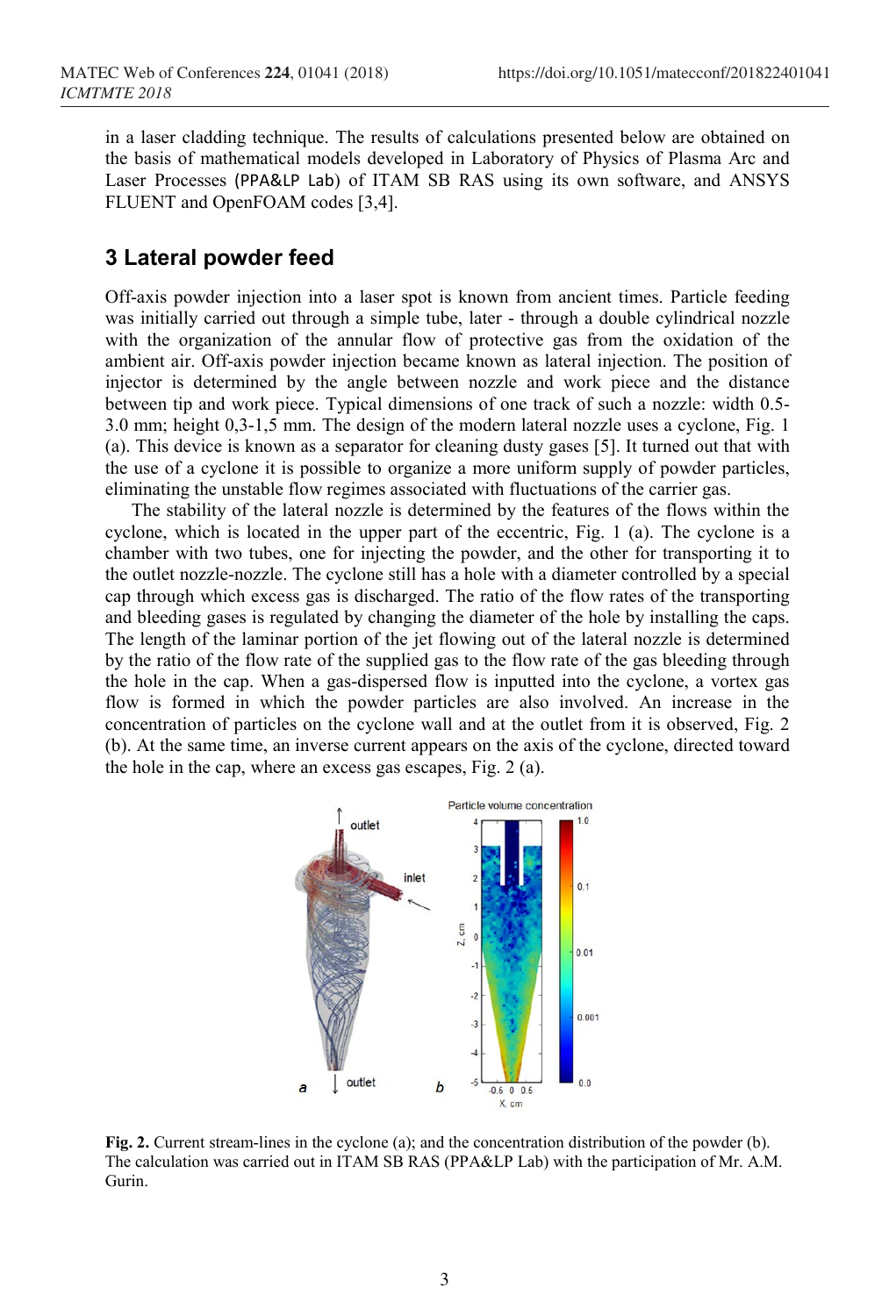in a laser cladding technique. The results of calculations presented below are obtained on the basis of mathematical models developed in Laboratory of Physics of Plasma Arc and Laser Processes (PPA&LP Lab) of ITAM SB RAS using its own software, and ANSYS FLUENT and OpenFOAM codes [3,4].

## 3 Lateral powder feed

Off-axis powder injection into a laser spot is known from ancient times. Particle feeding was initially carried out through a simple tube, later - through a double cylindrical nozzle with the organization of the annular flow of protective gas from the oxidation of the ambient air. Off-axis powder injection became known as lateral injection. The position of injector is determined by the angle between nozzle and work piece and the distance between tip and work piece. Typical dimensions of one track of such a nozzle: width 0.5-3.0 mm; height 0,3-1,5 mm. The design of the modern lateral nozzle uses a cyclone, Fig. 1 (a). This device is known as a separator for cleaning dusty gases [5]. It turned out that with the use of a cyclone it is possible to organize a more uniform supply of powder particles, eliminating the unstable flow regimes associated with fluctuations of the carrier gas.

The stability of the lateral nozzle is determined by the features of the flows within the cyclone, which is located in the upper part of the eccentric, Fig. 1 (a). The cyclone is a chamber with two tubes, one for injecting the powder, and the other for transporting it to the outlet nozzle-nozzle. The cyclone still has a hole with a diameter controlled by a special cap through which excess gas is discharged. The ratio of the flow rates of the transporting and bleeding gases is regulated by changing the diameter of the hole by installing the caps. The length of the laminar portion of the jet flowing out of the lateral nozzle is determined by the ratio of the flow rate of the supplied gas to the flow rate of the gas bleeding through the hole in the cap. When a gas-dispersed flow is inputted into the cyclone, a vortex gas flow is formed in which the powder particles are also involved. An increase in the concentration of particles on the cyclone wall and at the outlet from it is observed, Fig. 2 (b). At the same time, an inverse current appears on the axis of the cyclone, directed toward the hole in the cap, where an excess gas escapes, Fig. 2 (a).

**Fig. 2.** Current stream-lines in the cyclone (a); and the concentration distribution of the powder (b). The calculation was carried out in ITAM SB RAS (PPA&LP Lab) with the participation of Mr. A.M. Gurin.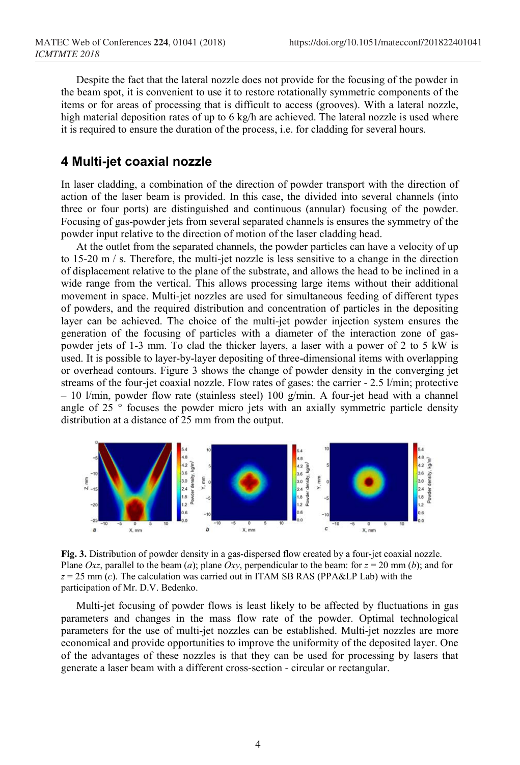Despite the fact that the lateral nozzle does not provide for the focusing of the powder in the beam spot, it is convenient to use it to restore rotationally symmetric components of the items or for areas of processing that is difficult to access (grooves). With a lateral nozzle, high material deposition rates of up to 6 kg/h are achieved. The lateral nozzle is used where it is required to ensure the duration of the process, i.e. for cladding for several hours.

## 4 Multi-jet coaxial nozzle

In laser cladding, a combination of the direction of powder transport with the direction of action of the laser beam is provided. In this case, the divided into several channels (into three or four ports) are distinguished and continuous (annular) focusing of the powder. Focusing of gas-powder jets from several separated channels is ensures the symmetry of the powder input relative to the direction of motion of the laser cladding head.

At the outlet from the separated channels, the powder particles can have a velocity of up to 15-20 m / s. Therefore, the multi-jet nozzle is less sensitive to a change in the direction of displacement relative to the plane of the substrate, and allows the head to be inclined in a wide range from the vertical. This allows processing large items without their additional movement in space. Multi-jet nozzles are used for simultaneous feeding of different types of powders, and the required distribution and concentration of particles in the depositing layer can be achieved. The choice of the multi-jet powder injection system ensures the generation of the focusing of particles with a diameter of the interaction zone of gas-powder jets of 1-3 mm. To clad the thicker layers, a laser with a power of 2 to 5 kW is used. It is possible to layer-by-layer depositing of three-dimensional items with overlapping or overhead contours. Figure 3 shows the change of powder density in the converging jet streams of the four-jet coaxial nozzle. Flow rates of gases: the carrier - 2.5 l/min; protective – 10 l/min, powder flow rate (stainless steel) 100 g/min. A four-jet head with a channel angle of 25 ° focuses the powder micro jets with an axially symmetric particle density distribution at a distance of 25 mm from the output.

**Fig. 3.** Distribution of powder density in a gas-dispersed flow created by a four-jet coaxial nozzle. Plane *Oxz*, parallel to the beam (*a*); plane *Oxy*, perpendicular to the beam: for $z = 20$ mm (*b*); and for $z = 25$ mm (*c*). The calculation was carried out in ITAM SB RAS (PPA&LP Lab) with the participation of Mr. D.V. Bedenko.

Multi-jet focusing of powder flows is least likely to be affected by fluctuations in gas parameters and changes in the mass flow rate of the powder. Optimal technological parameters for the use of multi-jet nozzles can be established. Multi-jet nozzles are more economical and provide opportunities to improve the uniformity of the deposited layer. One of the advantages of these nozzles is that they can be used for processing by lasers that generate a laser beam with a different cross-section - circular or rectangular.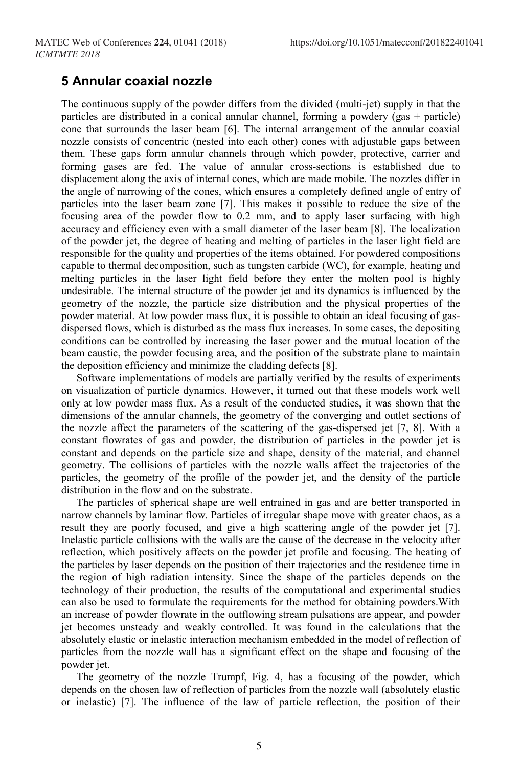## 5 Annular coaxial nozzle

The continuous supply of the powder differs from the divided (multi-jet) supply in that the particles are distributed in a conical annular channel, forming a powdery (gas + particle) cone that surrounds the laser beam [6]. The internal arrangement of the annular coaxial nozzle consists of concentric (nested into each other) cones with adjustable gaps between them. These gaps form annular channels through which powder, protective, carrier and forming gases are fed. The value of annular cross-sections is established due to displacement along the axis of internal cones, which are made mobile. The nozzles differ in the angle of narrowing of the cones, which ensures a completely defined angle of entry of particles into the laser beam zone [7]. This makes it possible to reduce the size of the focusing area of the powder flow to 0.2 mm, and to apply laser surfacing with high accuracy and efficiency even with a small diameter of the laser beam [8]. The localization of the powder jet, the degree of heating and melting of particles in the laser light field are responsible for the quality and properties of the items obtained. For powdered compositions capable to thermal decomposition, such as tungsten carbide (WC), for example, heating and melting particles in the laser light field before they enter the molten pool is highly undesirable. The internal structure of the powder jet and its dynamics is influenced by the geometry of the nozzle, the particle size distribution and the physical properties of the powder material. At low powder mass flux, it is possible to obtain an ideal focusing of gas-dispersed flows, which is disturbed as the mass flux increases. In some cases, the depositing conditions can be controlled by increasing the laser power and the mutual location of the beam caustic, the powder focusing area, and the position of the substrate plane to maintain the deposition efficiency and minimize the cladding defects [8].

Software implementations of models are partially verified by the results of experiments on visualization of particle dynamics. However, it turned out that these models work well only at low powder mass flux. As a result of the conducted studies, it was shown that the dimensions of the annular channels, the geometry of the converging and outlet sections of the nozzle affect the parameters of the scattering of the gas-dispersed jet [7, 8]. With a constant flowrates of gas and powder, the distribution of particles in the powder jet is constant and depends on the particle size and shape, density of the material, and channel geometry. The collisions of particles with the nozzle walls affect the trajectories of the particles, the geometry of the profile of the powder jet, and the density of the particle distribution in the flow and on the substrate.

The particles of spherical shape are well entrained in gas and are better transported in narrow channels by laminar flow. Particles of irregular shape move with greater chaos, as a result they are poorly focused, and give a high scattering angle of the powder jet [7]. Inelastic particle collisions with the walls are the cause of the decrease in the velocity after reflection, which positively affects on the powder jet profile and focusing. The heating of the particles by laser depends on the position of their trajectories and the residence time in the region of high radiation intensity. Since the shape of the particles depends on the technology of their production, the results of the computational and experimental studies can also be used to formulate the requirements for the method for obtaining powders.With an increase of powder flowrate in the outflowing stream pulsations are appear, and powder jet becomes unsteady and weakly controlled. It was found in the calculations that the absolutely elastic or inelastic interaction mechanism embedded in the model of reflection of particles from the nozzle wall has a significant effect on the shape and focusing of the powder jet.

The geometry of the nozzle Trumpf, Fig. 4, has a focusing of the powder, which depends on the chosen law of reflection of particles from the nozzle wall (absolutely elastic or inelastic) [7]. The influence of the law of particle reflection, the position of their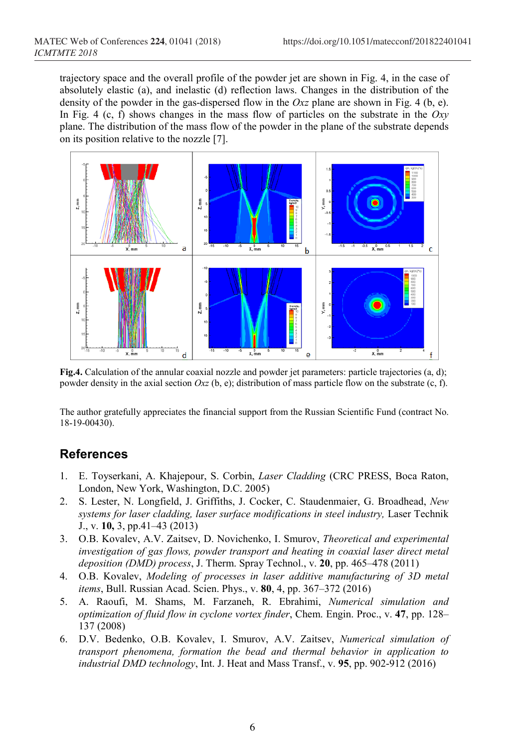trajectory space and the overall profile of the powder jet are shown in Fig. 4, in the case of absolutely elastic (a), and inelastic (d) reflection laws. Changes in the distribution of the density of the powder in the gas-dispersed flow in the *Oxz* plane are shown in Fig. 4 (b, e). In Fig. 4 (c, f) shows changes in the mass flow of particles on the substrate in the *Oxy* plane. The distribution of the mass flow of the powder in the plane of the substrate depends on its position relative to the nozzle [7].

**Fig.4.** Calculation of the annular coaxial nozzle and powder jet parameters: particle trajectories (a, d); powder density in the axial section *Oxz* (b, e); distribution of mass particle flow on the substrate (c, f).

The author gratefully appreciates the financial support from the Russian Scientific Fund (contract No. 18-19-00430).

## References

1. E. Toyserkani, A. Khajepour, S. Corbin, *Laser Cladding* (CRC PRESS, Boca Raton, London, New York, Washington, D.C. 2005)
2. S. Lester, N. Longfield, J. Griffiths, J. Cocker, C. Staudenmaier, G. Broadhead, *New systems for laser cladding, laser surface modifications in steel industry,* Laser Technik J., v. **10,** 3, pp.41–43 (2013)
3. O.B. Kovalev, A.V. Zaitsev, D. Novichenko, I. Smurov, *Theoretical and experimental investigation of gas flows, powder transport and heating in coaxial laser direct metal deposition (DMD) process*, J. Therm. Spray Technol., v. **20**, pp. 465–478 (2011)
4. O.B. Kovalev, *Modeling of processes in laser additive manufacturing of 3D metal items*, Bull. Russian Acad. Scien. Phys., v. **80**, 4, pp. 367–372 (2016)
5. A. Raoufi, M. Shams, M. Farzaneh, R. Ebrahimi, *Numerical simulation and optimization of fluid flow in cyclone vortex finder*, Chem. Engin. Proc., v. **47**, pp. 128–137 (2008)
6. D.V. Bedenko, O.B. Kovalev, I. Smurov, A.V. Zaitsev, *Numerical simulation of transport phenomena, formation the bead and thermal behavior in application to industrial DMD technology*, Int. J. Heat and Mass Transf., v. **95**, pp. 902-912 (2016)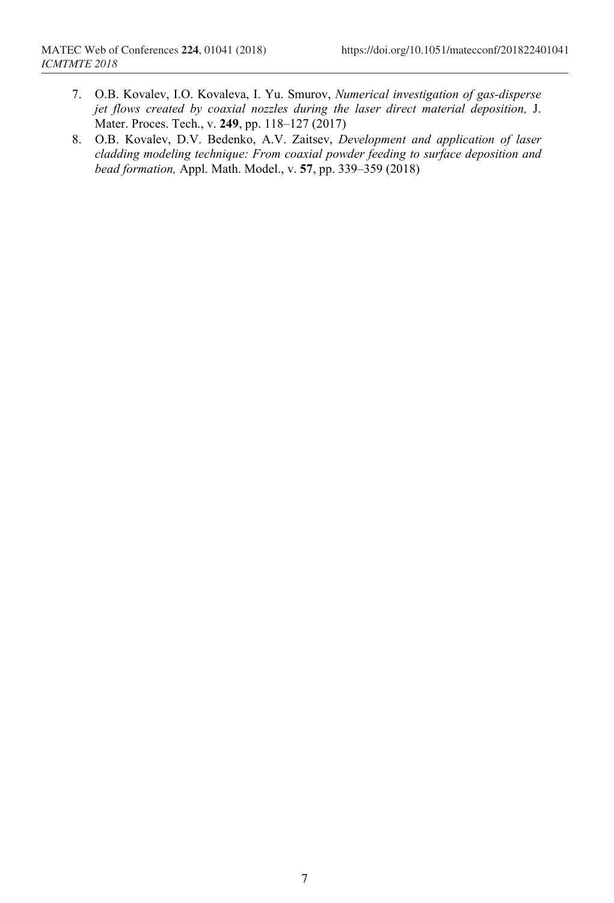7. O.B. Kovalev, I.O. Kovaleva, I. Yu. Smurov, *Numerical investigation of gas-disperse jet flows created by coaxial nozzles during the laser direct material deposition,* J. Mater. Proces. Tech., v. **249**, pp. 118–127 (2017)
8. O.B. Kovalev, D.V. Bedenko, A.V. Zaitsev, *Development and application of laser cladding modeling technique: From coaxial powder feeding to surface deposition and bead formation,* Appl. Math. Model., v. **57**, pp. 339–359 (2018)